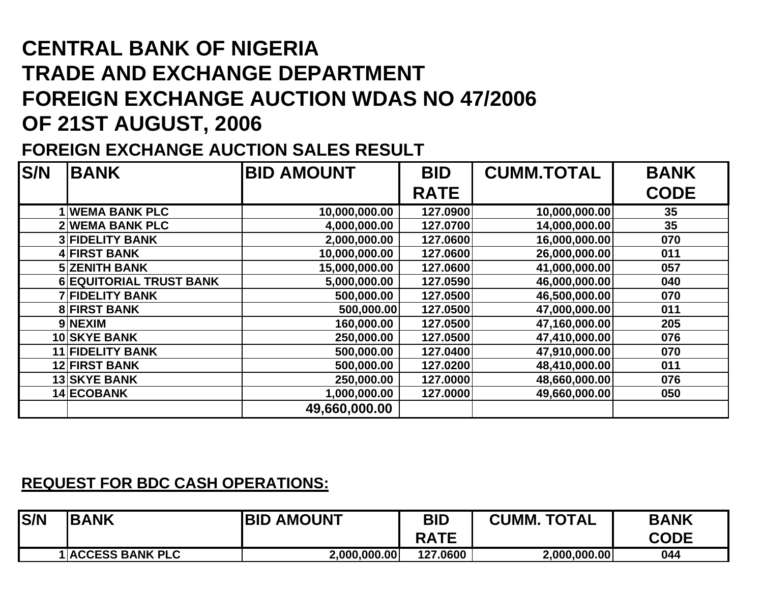# CENTRAL BANK OF NIGERIA
# TRADE AND EXCHANGE DEPARTMENT
# FOREIGN EXCHANGE AUCTION WDAS NO 47/2006
# OF 21ST AUGUST, 2006

## FOREIGN EXCHANGE AUCTION SALES RESULT

| S/N | BANK | BID AMOUNT | BID RATE | CUMM.TOTAL | BANK CODE |
|---|---|---|---|---|---|
| 1 | WEMA BANK PLC | 10,000,000.00 | 127.0900 | 10,000,000.00 | 35 |
| 2 | WEMA BANK PLC | 4,000,000.00 | 127.0700 | 14,000,000.00 | 35 |
| 3 | FIDELITY BANK | 2,000,000.00 | 127.0600 | 16,000,000.00 | 070 |
| 4 | FIRST BANK | 10,000,000.00 | 127.0600 | 26,000,000.00 | 011 |
| 5 | ZENITH BANK | 15,000,000.00 | 127.0600 | 41,000,000.00 | 057 |
| 6 | EQUITORIAL TRUST BANK | 5,000,000.00 | 127.0590 | 46,000,000.00 | 040 |
| 7 | FIDELITY BANK | 500,000.00 | 127.0500 | 46,500,000.00 | 070 |
| 8 | FIRST BANK | 500,000.00 | 127.0500 | 47,000,000.00 | 011 |
| 9 | NEXIM | 160,000.00 | 127.0500 | 47,160,000.00 | 205 |
| 10 | SKYE BANK | 250,000.00 | 127.0500 | 47,410,000.00 | 076 |
| 11 | FIDELITY BANK | 500,000.00 | 127.0400 | 47,910,000.00 | 070 |
| 12 | FIRST BANK | 500,000.00 | 127.0200 | 48,410,000.00 | 011 |
| 13 | SKYE BANK | 250,000.00 | 127.0000 | 48,660,000.00 | 076 |
| 14 | ECOBANK | 1,000,000.00 | 127.0000 | 49,660,000.00 | 050 |
| | | 49,660,000.00 | | | |

## REQUEST FOR BDC CASH OPERATIONS:

| S/N | BANK | BID AMOUNT | BID RATE | CUMM. TOTAL | BANK CODE |
|---|---|---|---|---|---|
| 1 | ACCESS BANK PLC | 2,000,000.00 | 127.0600 | 2,000,000.00 | 044 |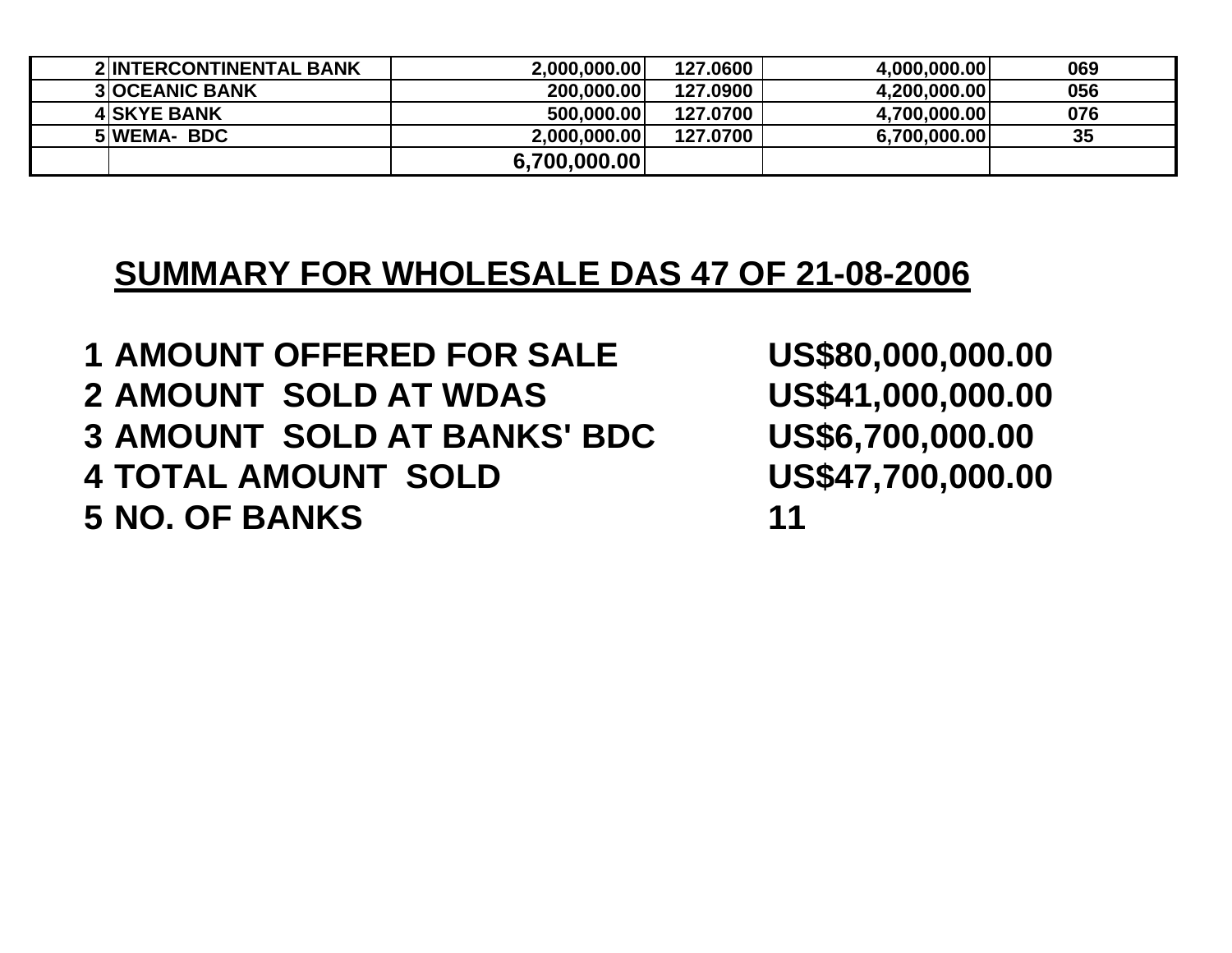| | | | | | |
|---|---|---|---|---|---|
| 2 | INTERCONTINENTAL BANK | 2,000,000.00 | 127.0600 | 4,000,000.00 | 069 |
| 3 | OCEANIC BANK | 200,000.00 | 127.0900 | 4,200,000.00 | 056 |
| 4 | SKYE BANK | 500,000.00 | 127.0700 | 4,700,000.00 | 076 |
| 5 | WEMA- BDC | 2,000,000.00 | 127.0700 | 6,700,000.00 | 35 |
| | | 6,700,000.00 | | | |

## SUMMARY FOR WHOLESALE DAS 47 OF 21-08-2006

| | | |
|---|---|---|
| 1 | AMOUNT OFFERED FOR SALE | US$80,000,000.00 |
| 2 | AMOUNT SOLD AT WDAS | US$41,000,000.00 |
| 3 | AMOUNT SOLD AT BANKS' BDC | US$6,700,000.00 |
| 4 | TOTAL AMOUNT SOLD | US$47,700,000.00 |
| 5 | NO. OF BANKS | 11 |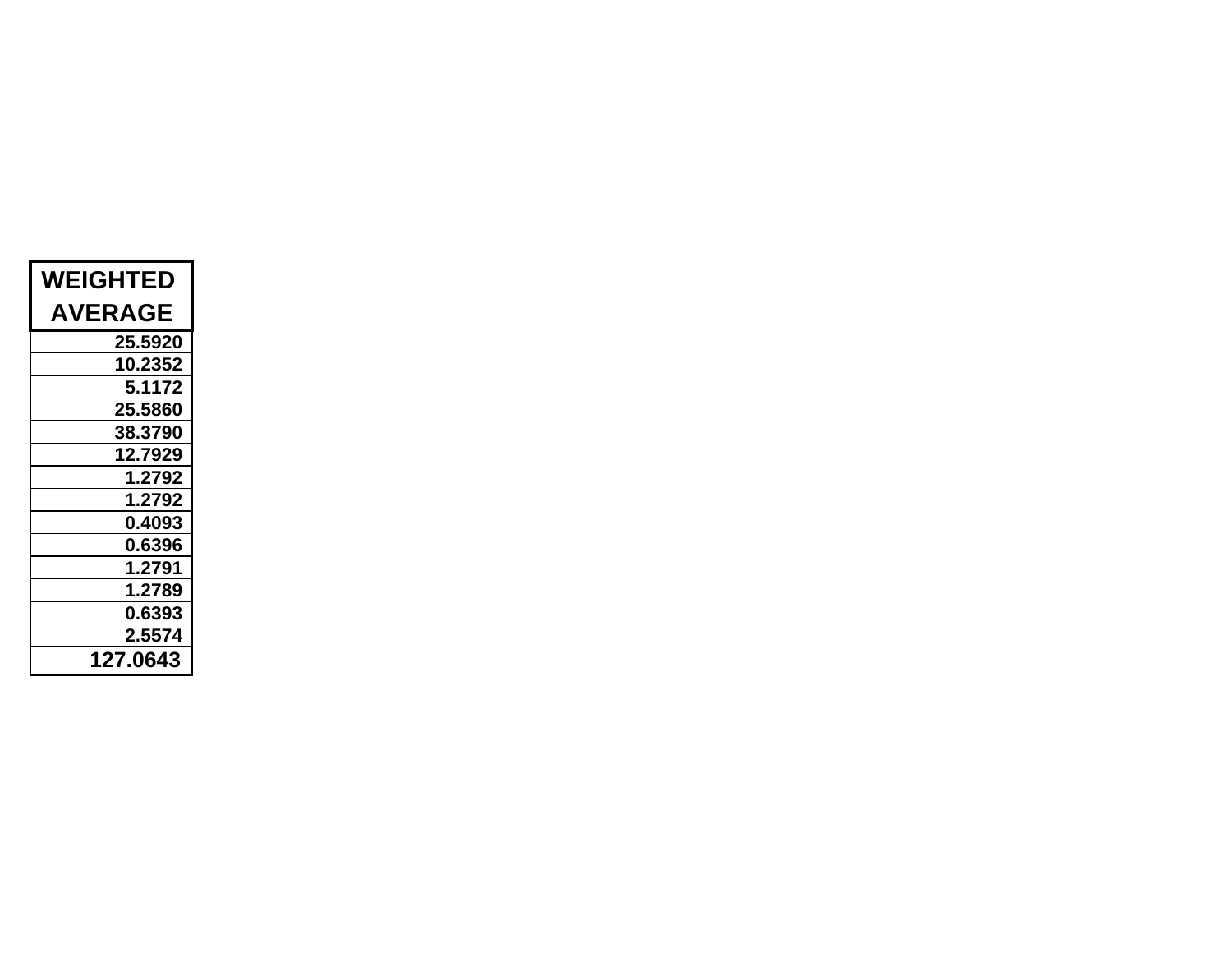| WEIGHTED AVERAGE |
| ---: |
| 25.5920 |
| 10.2352 |
| 5.1172 |
| 25.5860 |
| 38.3790 |
| 12.7929 |
| 1.2792 |
| 1.2792 |
| 0.4093 |
| 0.6396 |
| 1.2791 |
| 1.2789 |
| 0.6393 |
| 2.5574 |
| 127.0643 |